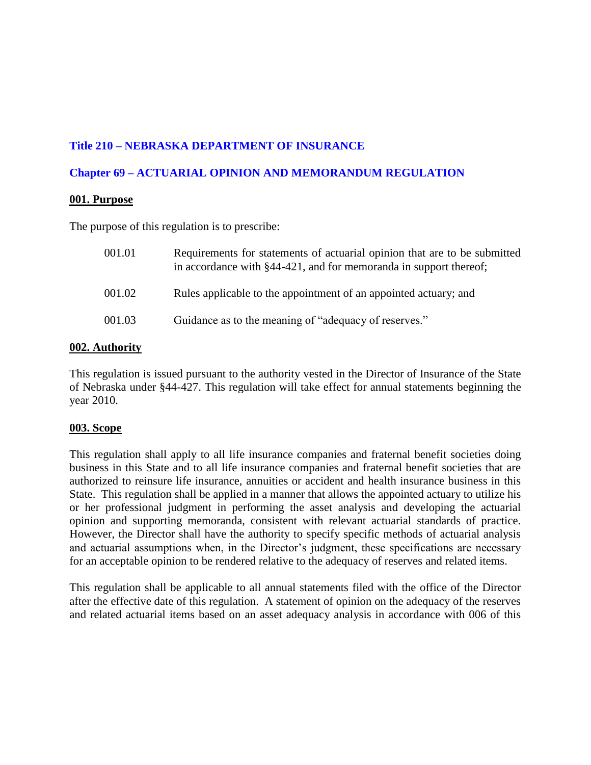# Title 210 – NEBRASKA DEPARTMENT OF INSURANCE

## Chapter 69 – ACTUARIAL OPINION AND MEMORANDUM REGULATION

### 001. Purpose

The purpose of this regulation is to prescribe:

001.01 Requirements for statements of actuarial opinion that are to be submitted in accordance with §44-421, and for memoranda in support thereof;

001.02 Rules applicable to the appointment of an appointed actuary; and

001.03 Guidance as to the meaning of "adequacy of reserves."

### 002. Authority

This regulation is issued pursuant to the authority vested in the Director of Insurance of the State of Nebraska under §44-427. This regulation will take effect for annual statements beginning the year 2010.

### 003. Scope

This regulation shall apply to all life insurance companies and fraternal benefit societies doing business in this State and to all life insurance companies and fraternal benefit societies that are authorized to reinsure life insurance, annuities or accident and health insurance business in this State. This regulation shall be applied in a manner that allows the appointed actuary to utilize his or her professional judgment in performing the asset analysis and developing the actuarial opinion and supporting memoranda, consistent with relevant actuarial standards of practice. However, the Director shall have the authority to specify specific methods of actuarial analysis and actuarial assumptions when, in the Director's judgment, these specifications are necessary for an acceptable opinion to be rendered relative to the adequacy of reserves and related items.

This regulation shall be applicable to all annual statements filed with the office of the Director after the effective date of this regulation. A statement of opinion on the adequacy of the reserves and related actuarial items based on an asset adequacy analysis in accordance with 006 of this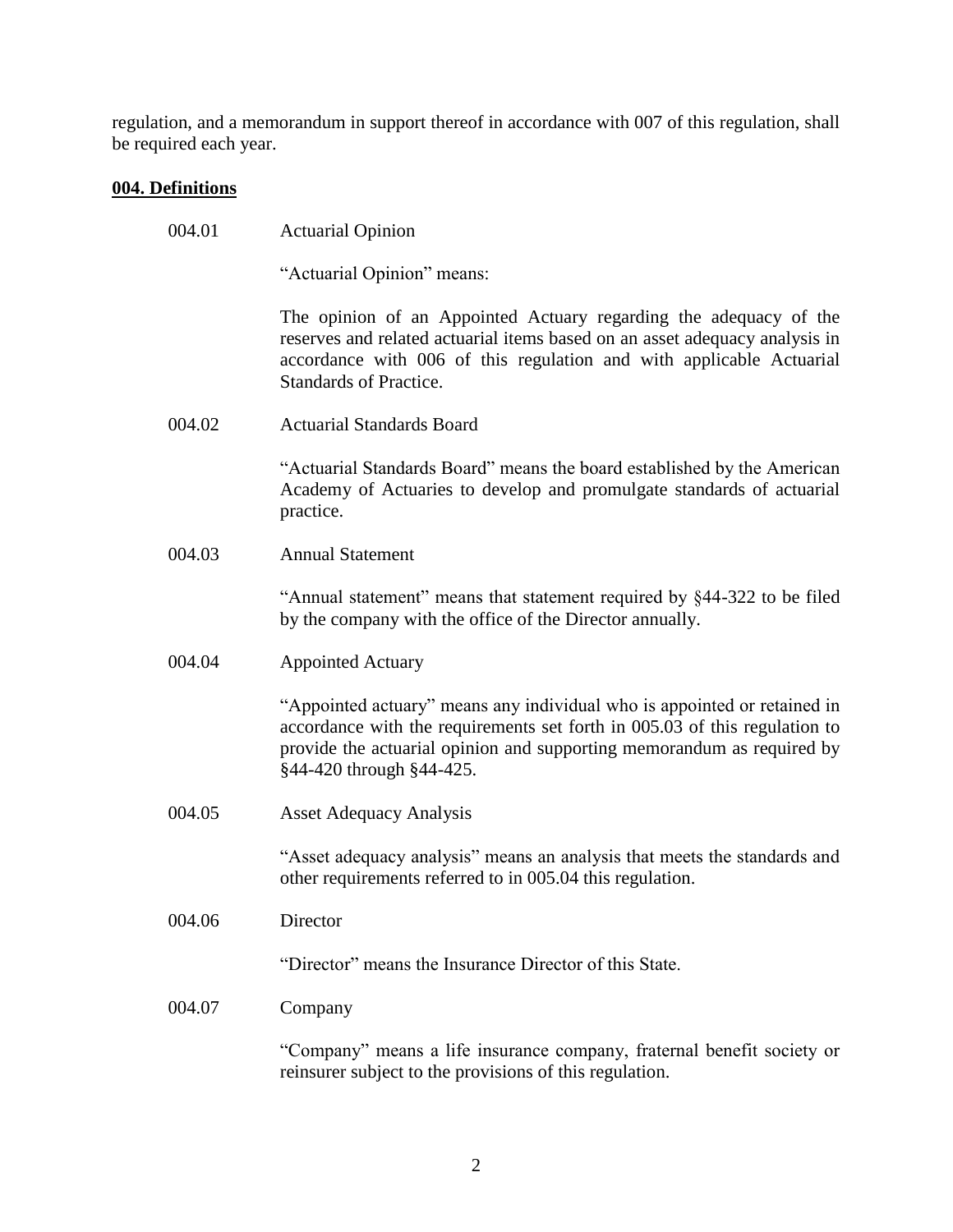regulation, and a memorandum in support thereof in accordance with 007 of this regulation, shall be required each year.

**004. Definitions**

004.01 Actuarial Opinion

"Actuarial Opinion" means:

The opinion of an Appointed Actuary regarding the adequacy of the reserves and related actuarial items based on an asset adequacy analysis in accordance with 006 of this regulation and with applicable Actuarial Standards of Practice.

004.02 Actuarial Standards Board

"Actuarial Standards Board" means the board established by the American Academy of Actuaries to develop and promulgate standards of actuarial practice.

004.03 Annual Statement

"Annual statement" means that statement required by §44-322 to be filed by the company with the office of the Director annually.

004.04 Appointed Actuary

"Appointed actuary" means any individual who is appointed or retained in accordance with the requirements set forth in 005.03 of this regulation to provide the actuarial opinion and supporting memorandum as required by §44-420 through §44-425.

004.05 Asset Adequacy Analysis

"Asset adequacy analysis" means an analysis that meets the standards and other requirements referred to in 005.04 this regulation.

004.06 Director

"Director" means the Insurance Director of this State.

004.07 Company

"Company" means a life insurance company, fraternal benefit society or reinsurer subject to the provisions of this regulation.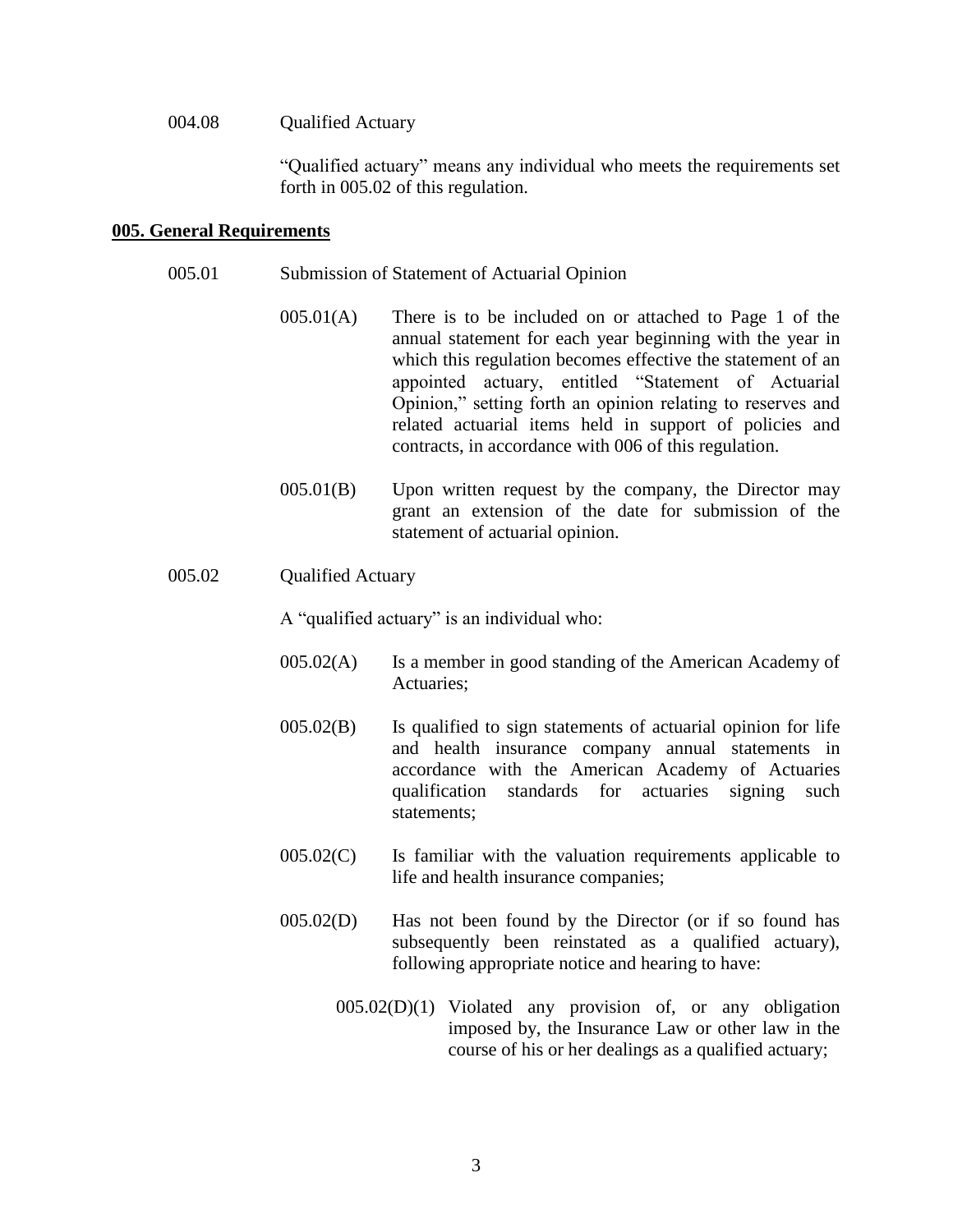004.08 Qualified Actuary

"Qualified actuary" means any individual who meets the requirements set forth in 005.02 of this regulation.

**005. General Requirements**

005.01 Submission of Statement of Actuarial Opinion

005.01(A) There is to be included on or attached to Page 1 of the annual statement for each year beginning with the year in which this regulation becomes effective the statement of an appointed actuary, entitled "Statement of Actuarial Opinion," setting forth an opinion relating to reserves and related actuarial items held in support of policies and contracts, in accordance with 006 of this regulation.

005.01(B) Upon written request by the company, the Director may grant an extension of the date for submission of the statement of actuarial opinion.

005.02 Qualified Actuary

A "qualified actuary" is an individual who:

005.02(A) Is a member in good standing of the American Academy of Actuaries;

005.02(B) Is qualified to sign statements of actuarial opinion for life and health insurance company annual statements in accordance with the American Academy of Actuaries qualification standards for actuaries signing such statements;

005.02(C) Is familiar with the valuation requirements applicable to life and health insurance companies;

005.02(D) Has not been found by the Director (or if so found has subsequently been reinstated as a qualified actuary), following appropriate notice and hearing to have:

005.02(D)(1) Violated any provision of, or any obligation imposed by, the Insurance Law or other law in the course of his or her dealings as a qualified actuary;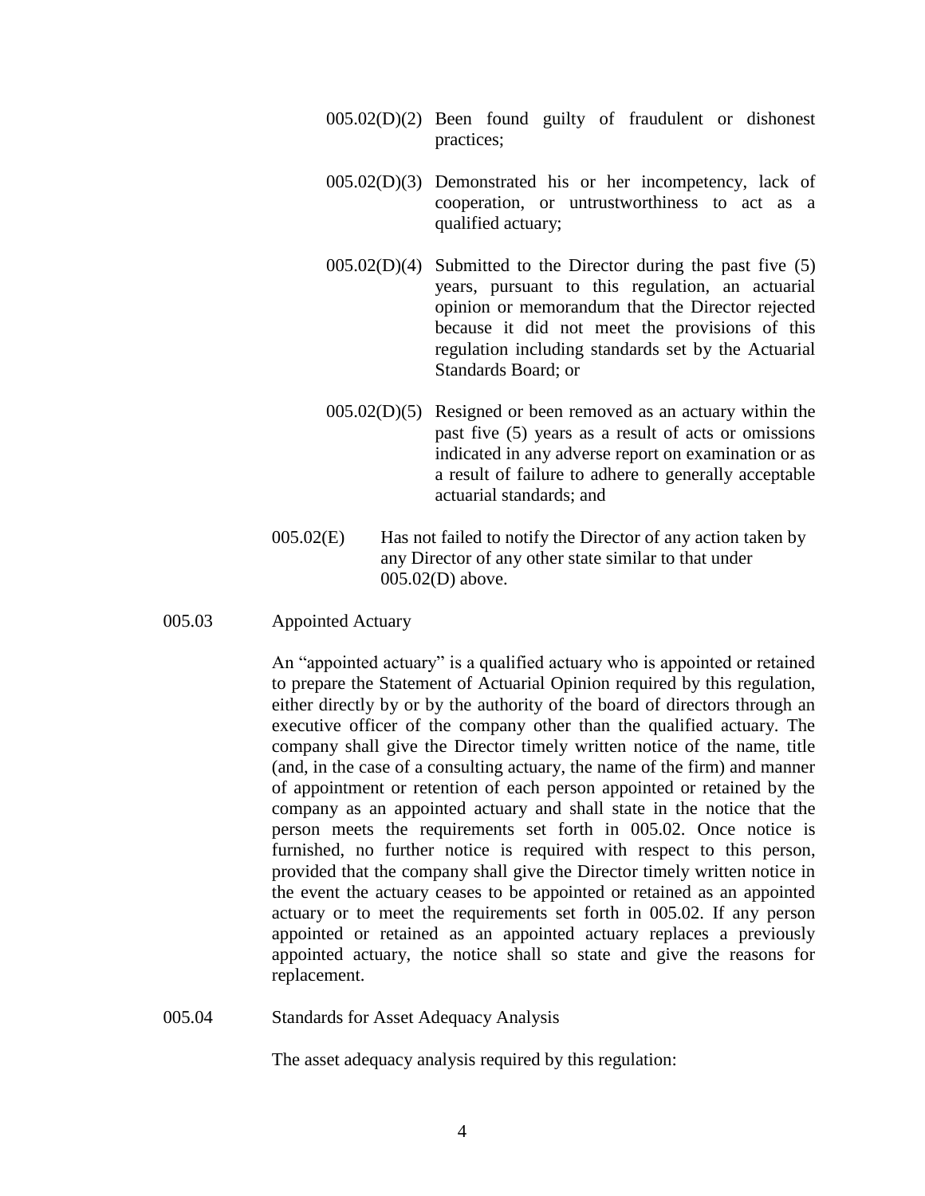005.02(D)(2) Been found guilty of fraudulent or dishonest practices;

005.02(D)(3) Demonstrated his or her incompetency, lack of cooperation, or untrustworthiness to act as a qualified actuary;

005.02(D)(4) Submitted to the Director during the past five (5) years, pursuant to this regulation, an actuarial opinion or memorandum that the Director rejected because it did not meet the provisions of this regulation including standards set by the Actuarial Standards Board; or

005.02(D)(5) Resigned or been removed as an actuary within the past five (5) years as a result of acts or omissions indicated in any adverse report on examination or as a result of failure to adhere to generally acceptable actuarial standards; and

005.02(E) Has not failed to notify the Director of any action taken by any Director of any other state similar to that under 005.02(D) above.

005.03 Appointed Actuary

An "appointed actuary" is a qualified actuary who is appointed or retained to prepare the Statement of Actuarial Opinion required by this regulation, either directly by or by the authority of the board of directors through an executive officer of the company other than the qualified actuary. The company shall give the Director timely written notice of the name, title (and, in the case of a consulting actuary, the name of the firm) and manner of appointment or retention of each person appointed or retained by the company as an appointed actuary and shall state in the notice that the person meets the requirements set forth in 005.02. Once notice is furnished, no further notice is required with respect to this person, provided that the company shall give the Director timely written notice in the event the actuary ceases to be appointed or retained as an appointed actuary or to meet the requirements set forth in 005.02. If any person appointed or retained as an appointed actuary replaces a previously appointed actuary, the notice shall so state and give the reasons for replacement.

005.04 Standards for Asset Adequacy Analysis

The asset adequacy analysis required by this regulation: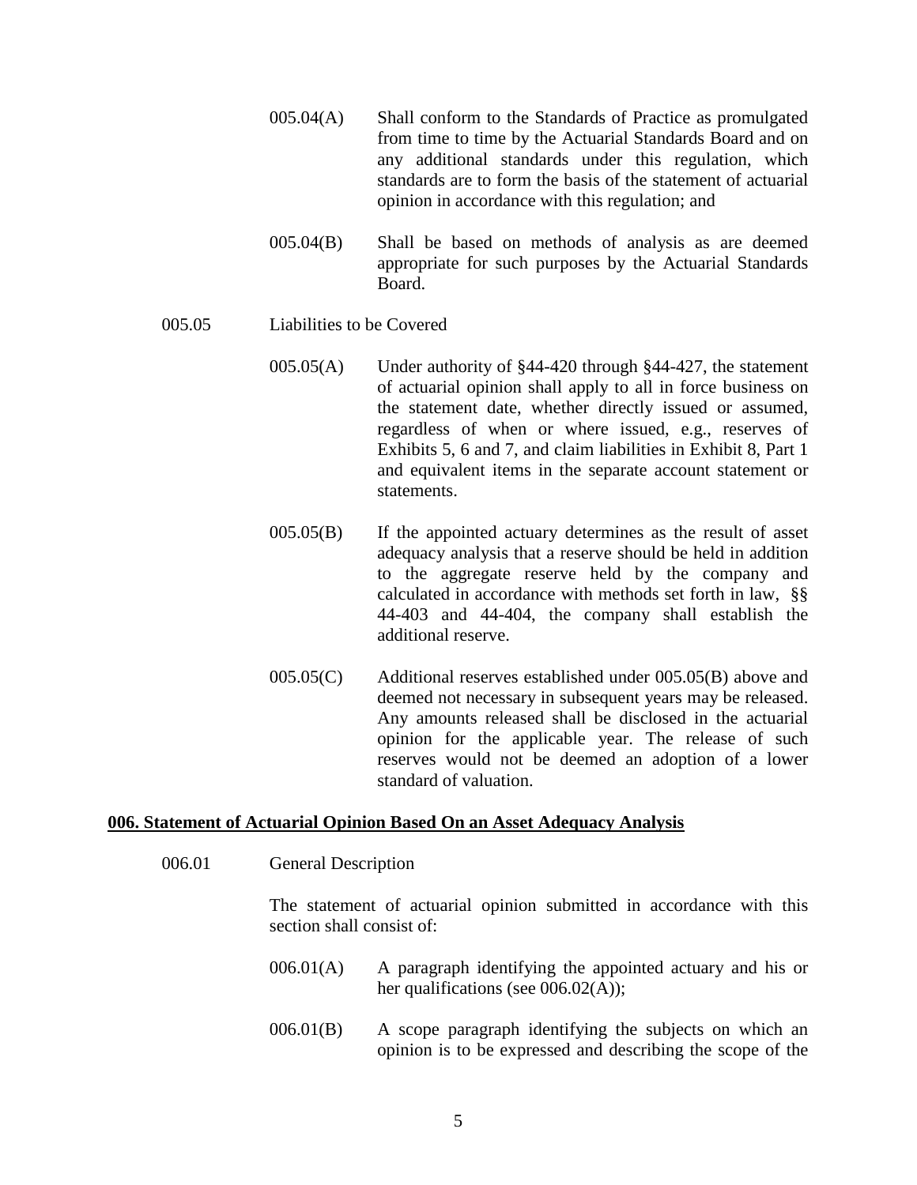005.04(A) Shall conform to the Standards of Practice as promulgated from time to time by the Actuarial Standards Board and on any additional standards under this regulation, which standards are to form the basis of the statement of actuarial opinion in accordance with this regulation; and

005.04(B) Shall be based on methods of analysis as are deemed appropriate for such purposes by the Actuarial Standards Board.

005.05 Liabilities to be Covered

005.05(A) Under authority of §44-420 through §44-427, the statement of actuarial opinion shall apply to all in force business on the statement date, whether directly issued or assumed, regardless of when or where issued, e.g., reserves of Exhibits 5, 6 and 7, and claim liabilities in Exhibit 8, Part 1 and equivalent items in the separate account statement or statements.

005.05(B) If the appointed actuary determines as the result of asset adequacy analysis that a reserve should be held in addition to the aggregate reserve held by the company and calculated in accordance with methods set forth in law, §§ 44-403 and 44-404, the company shall establish the additional reserve.

005.05(C) Additional reserves established under 005.05(B) above and deemed not necessary in subsequent years may be released. Any amounts released shall be disclosed in the actuarial opinion for the applicable year. The release of such reserves would not be deemed an adoption of a lower standard of valuation.

## **006. Statement of Actuarial Opinion Based On an Asset Adequacy Analysis**

006.01 General Description

The statement of actuarial opinion submitted in accordance with this section shall consist of:

006.01(A) A paragraph identifying the appointed actuary and his or her qualifications (see 006.02(A));

006.01(B) A scope paragraph identifying the subjects on which an opinion is to be expressed and describing the scope of the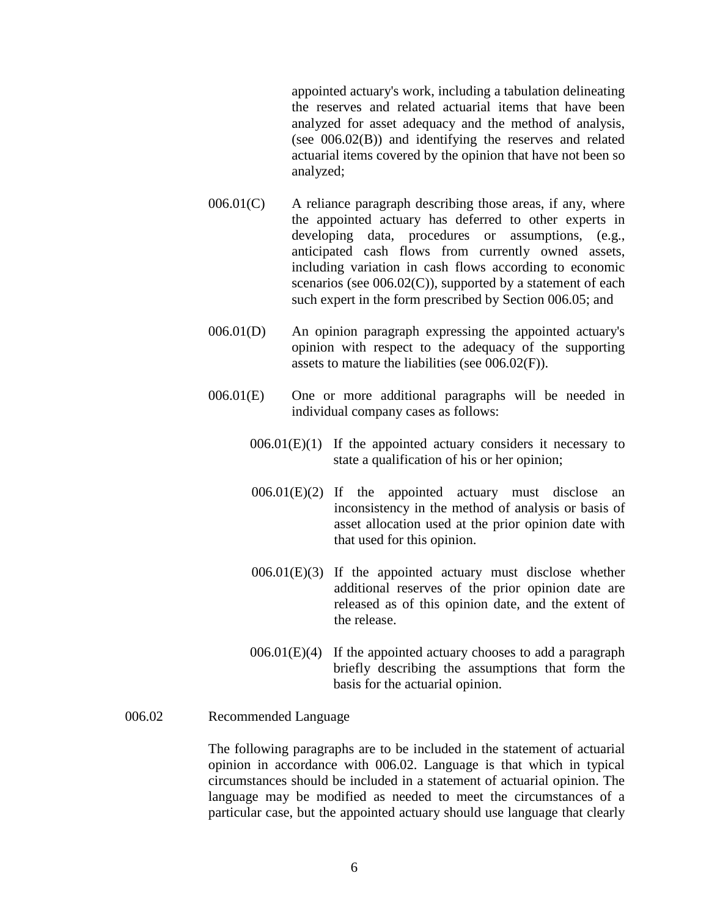appointed actuary's work, including a tabulation delineating the reserves and related actuarial items that have been analyzed for asset adequacy and the method of analysis, (see 006.02(B)) and identifying the reserves and related actuarial items covered by the opinion that have not been so analyzed;

006.01(C) A reliance paragraph describing those areas, if any, where the appointed actuary has deferred to other experts in developing data, procedures or assumptions, (e.g., anticipated cash flows from currently owned assets, including variation in cash flows according to economic scenarios (see 006.02(C)), supported by a statement of each such expert in the form prescribed by Section 006.05; and

006.01(D) An opinion paragraph expressing the appointed actuary's opinion with respect to the adequacy of the supporting assets to mature the liabilities (see 006.02(F)).

006.01(E) One or more additional paragraphs will be needed in individual company cases as follows:

006.01(E)(1) If the appointed actuary considers it necessary to state a qualification of his or her opinion;

006.01(E)(2) If the appointed actuary must disclose an inconsistency in the method of analysis or basis of asset allocation used at the prior opinion date with that used for this opinion.

006.01(E)(3) If the appointed actuary must disclose whether additional reserves of the prior opinion date are released as of this opinion date, and the extent of the release.

006.01(E)(4) If the appointed actuary chooses to add a paragraph briefly describing the assumptions that form the basis for the actuarial opinion.

006.02 Recommended Language

The following paragraphs are to be included in the statement of actuarial opinion in accordance with 006.02. Language is that which in typical circumstances should be included in a statement of actuarial opinion. The language may be modified as needed to meet the circumstances of a particular case, but the appointed actuary should use language that clearly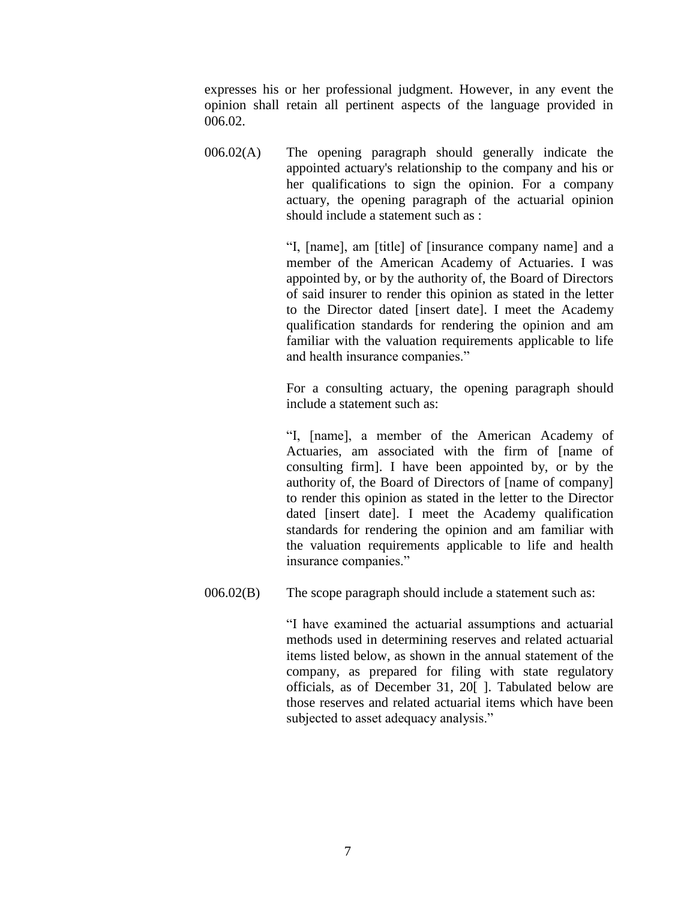expresses his or her professional judgment. However, in any event the opinion shall retain all pertinent aspects of the language provided in 006.02.

006.02(A) The opening paragraph should generally indicate the appointed actuary's relationship to the company and his or her qualifications to sign the opinion. For a company actuary, the opening paragraph of the actuarial opinion should include a statement such as :

"I, [name], am [title] of [insurance company name] and a member of the American Academy of Actuaries. I was appointed by, or by the authority of, the Board of Directors of said insurer to render this opinion as stated in the letter to the Director dated [insert date]. I meet the Academy qualification standards for rendering the opinion and am familiar with the valuation requirements applicable to life and health insurance companies."

For a consulting actuary, the opening paragraph should include a statement such as:

"I, [name], a member of the American Academy of Actuaries, am associated with the firm of [name of consulting firm]. I have been appointed by, or by the authority of, the Board of Directors of [name of company] to render this opinion as stated in the letter to the Director dated [insert date]. I meet the Academy qualification standards for rendering the opinion and am familiar with the valuation requirements applicable to life and health insurance companies."

006.02(B) The scope paragraph should include a statement such as:

"I have examined the actuarial assumptions and actuarial methods used in determining reserves and related actuarial items listed below, as shown in the annual statement of the company, as prepared for filing with state regulatory officials, as of December 31, 20[ ]. Tabulated below are those reserves and related actuarial items which have been subjected to asset adequacy analysis."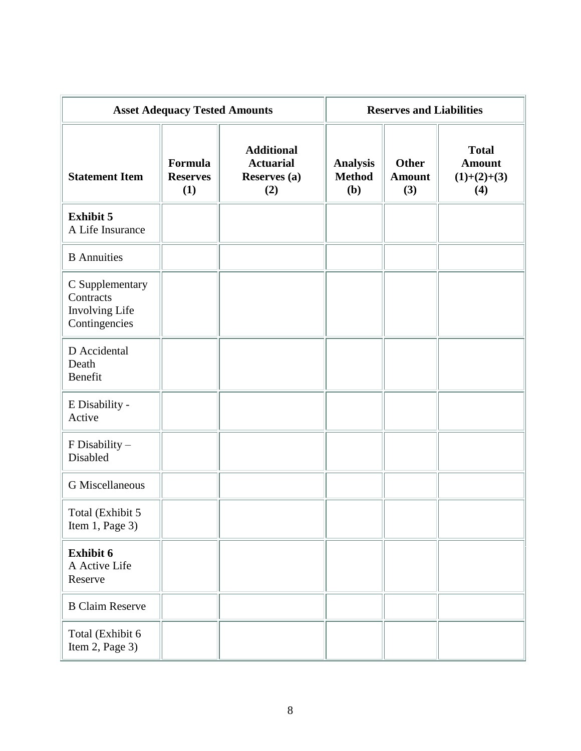| Asset Adequacy Tested Amounts | | | Reserves and Liabilities | | |
|---|---|---|---|---|---|
| **Statement Item** | **Formula Reserves (1)** | **Additional Actuarial Reserves (a) (2)** | **Analysis Method (b)** | **Other Amount (3)** | **Total Amount (1)+(2)+(3) (4)** |
| **Exhibit 5** A Life Insurance | | | | | |
| B Annuities | | | | | |
| C Supplementary Contracts Involving Life Contingencies | | | | | |
| D Accidental Death Benefit | | | | | |
| E Disability - Active | | | | | |
| F Disability – Disabled | | | | | |
| G Miscellaneous | | | | | |
| Total (Exhibit 5 Item 1, Page 3) | | | | | |
| **Exhibit 6** A Active Life Reserve | | | | | |
| B Claim Reserve | | | | | |
| Total (Exhibit 6 Item 2, Page 3) | | | | | |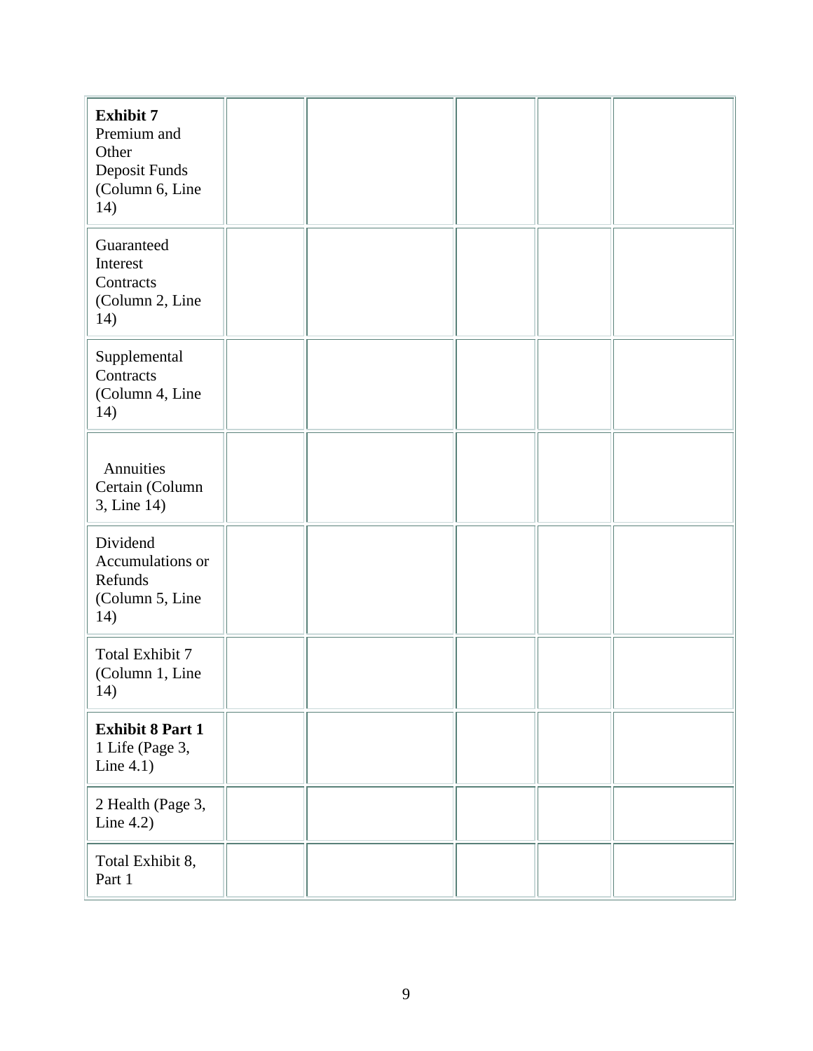| | | | | | |
|---|---|---|---|---|---|
| **Exhibit 7** Premium and Other Deposit Funds (Column 6, Line 14) | | | | | |
| Guaranteed Interest Contracts (Column 2, Line 14) | | | | | |
| Supplemental Contracts (Column 4, Line 14) | | | | | |
| Annuities Certain (Column 3, Line 14) | | | | | |
| Dividend Accumulations or Refunds (Column 5, Line 14) | | | | | |
| Total Exhibit 7 (Column 1, Line 14) | | | | | |
| **Exhibit 8 Part 1** 1 Life (Page 3, Line 4.1) | | | | | |
| 2 Health (Page 3, Line 4.2) | | | | | |
| Total Exhibit 8, Part 1 | | | | | |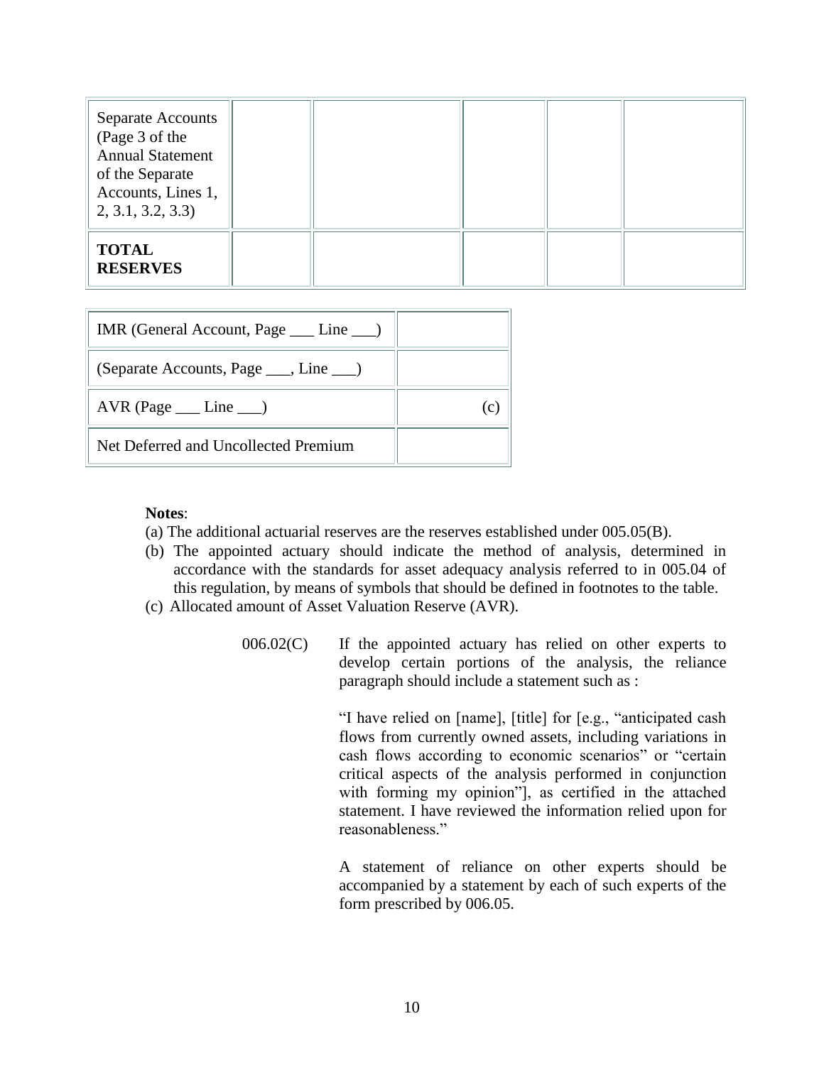| | | | | | |
|---|---|---|---|---|---|
| Separate Accounts (Page 3 of the Annual Statement of the Separate Accounts, Lines 1, 2, 3.1, 3.2, 3.3) | | | | | |
| **TOTAL RESERVES** | | | | | |

| | |
|---|---|
| IMR (General Account, Page ___ Line ___) | |
| (Separate Accounts, Page ___, Line ___) | |
| AVR (Page ___ Line ___) | (c) |
| Net Deferred and Uncollected Premium | |

**Notes**:

(a) The additional actuarial reserves are the reserves established under 005.05(B).

(b) The appointed actuary should indicate the method of analysis, determined in accordance with the standards for asset adequacy analysis referred to in 005.04 of this regulation, by means of symbols that should be defined in footnotes to the table.

(c) Allocated amount of Asset Valuation Reserve (AVR).

006.02(C) If the appointed actuary has relied on other experts to develop certain portions of the analysis, the reliance paragraph should include a statement such as :

"I have relied on [name], [title] for [e.g., "anticipated cash flows from currently owned assets, including variations in cash flows according to economic scenarios" or "certain critical aspects of the analysis performed in conjunction with forming my opinion"], as certified in the attached statement. I have reviewed the information relied upon for reasonableness."

A statement of reliance on other experts should be accompanied by a statement by each of such experts of the form prescribed by 006.05.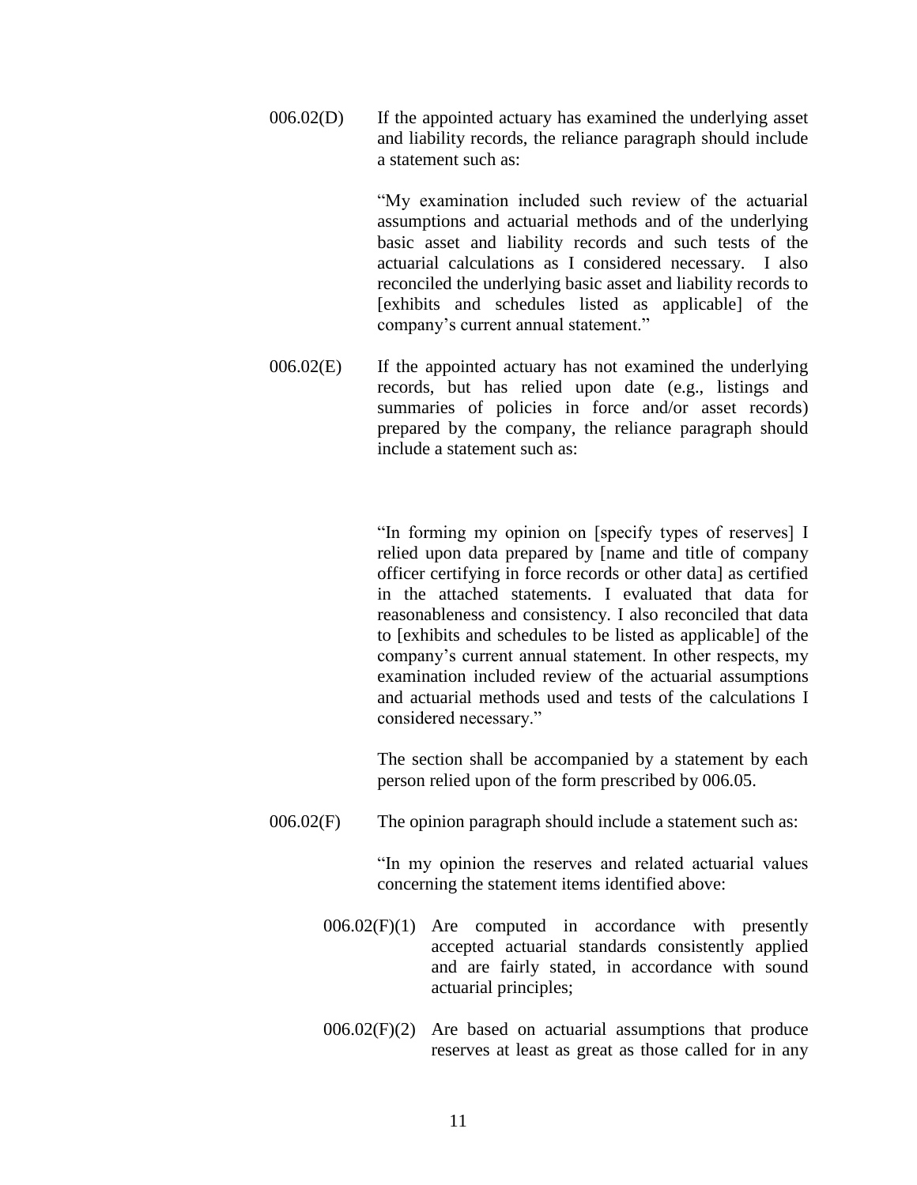006.02(D) If the appointed actuary has examined the underlying asset and liability records, the reliance paragraph should include a statement such as:

> "My examination included such review of the actuarial assumptions and actuarial methods and of the underlying basic asset and liability records and such tests of the actuarial calculations as I considered necessary. I also reconciled the underlying basic asset and liability records to [exhibits and schedules listed as applicable] of the company's current annual statement."

006.02(E) If the appointed actuary has not examined the underlying records, but has relied upon date (e.g., listings and summaries of policies in force and/or asset records) prepared by the company, the reliance paragraph should include a statement such as:

> "In forming my opinion on [specify types of reserves] I relied upon data prepared by [name and title of company officer certifying in force records or other data] as certified in the attached statements. I evaluated that data for reasonableness and consistency. I also reconciled that data to [exhibits and schedules to be listed as applicable] of the company's current annual statement. In other respects, my examination included review of the actuarial assumptions and actuarial methods used and tests of the calculations I considered necessary."

The section shall be accompanied by a statement by each person relied upon of the form prescribed by 006.05.

006.02(F) The opinion paragraph should include a statement such as:

"In my opinion the reserves and related actuarial values concerning the statement items identified above:

006.02(F)(1) Are computed in accordance with presently accepted actuarial standards consistently applied and are fairly stated, in accordance with sound actuarial principles;

006.02(F)(2) Are based on actuarial assumptions that produce reserves at least as great as those called for in any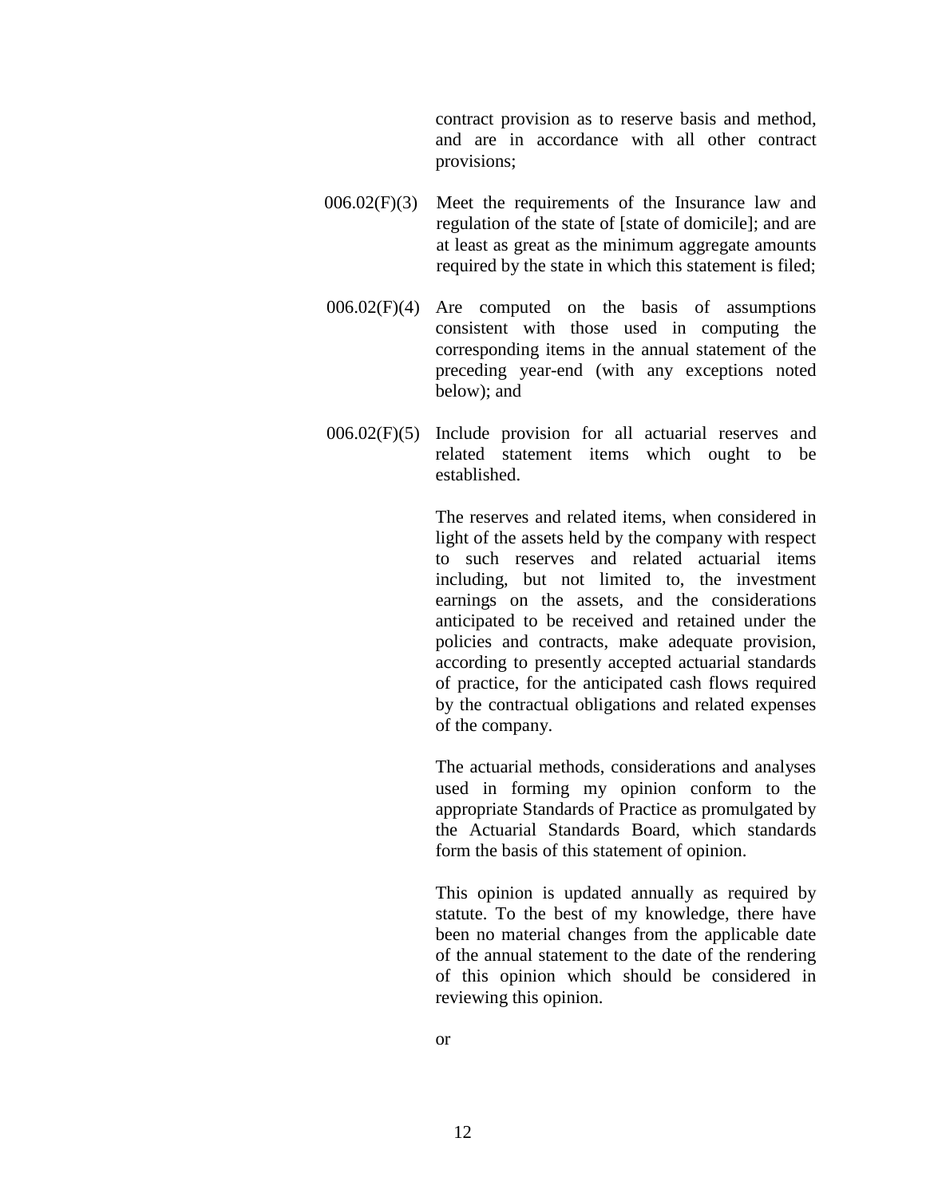contract provision as to reserve basis and method, and are in accordance with all other contract provisions;

006.02(F)(3) Meet the requirements of the Insurance law and regulation of the state of [state of domicile]; and are at least as great as the minimum aggregate amounts required by the state in which this statement is filed;

006.02(F)(4) Are computed on the basis of assumptions consistent with those used in computing the corresponding items in the annual statement of the preceding year-end (with any exceptions noted below); and

006.02(F)(5) Include provision for all actuarial reserves and related statement items which ought to be established.

The reserves and related items, when considered in light of the assets held by the company with respect to such reserves and related actuarial items including, but not limited to, the investment earnings on the assets, and the considerations anticipated to be received and retained under the policies and contracts, make adequate provision, according to presently accepted actuarial standards of practice, for the anticipated cash flows required by the contractual obligations and related expenses of the company.

The actuarial methods, considerations and analyses used in forming my opinion conform to the appropriate Standards of Practice as promulgated by the Actuarial Standards Board, which standards form the basis of this statement of opinion.

This opinion is updated annually as required by statute. To the best of my knowledge, there have been no material changes from the applicable date of the annual statement to the date of the rendering of this opinion which should be considered in reviewing this opinion.

or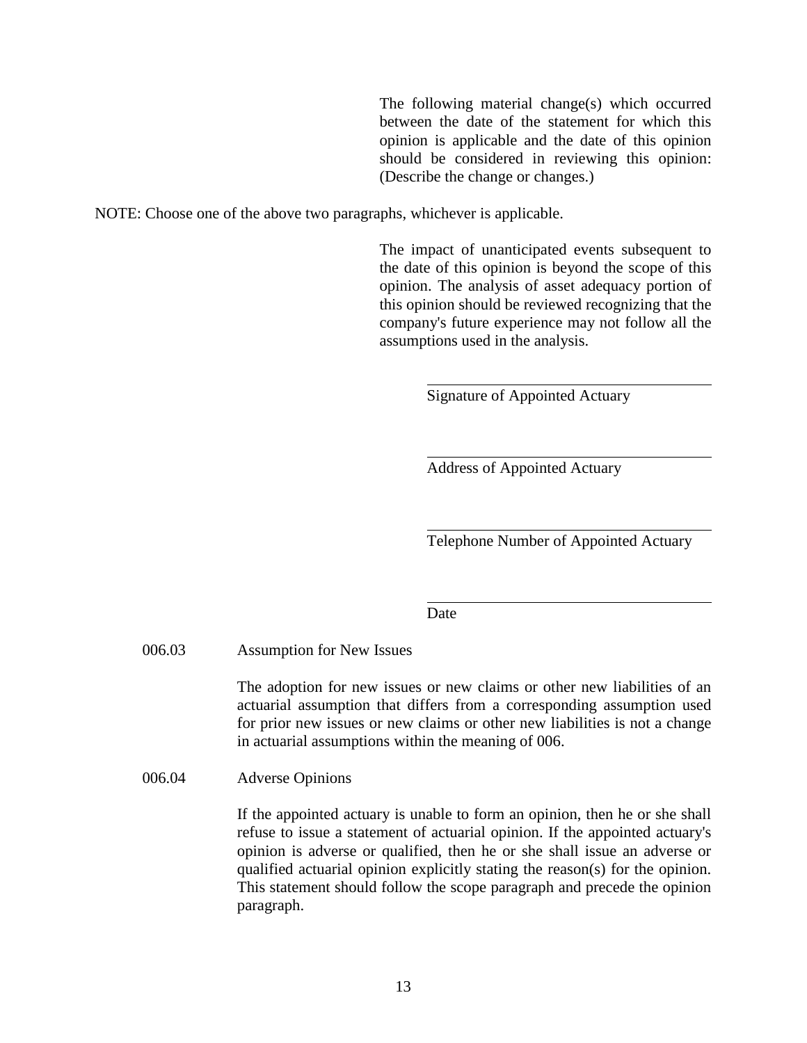The following material change(s) which occurred between the date of the statement for which this opinion is applicable and the date of this opinion should be considered in reviewing this opinion: (Describe the change or changes.)

NOTE: Choose one of the above two paragraphs, whichever is applicable.

The impact of unanticipated events subsequent to the date of this opinion is beyond the scope of this opinion. The analysis of asset adequacy portion of this opinion should be reviewed recognizing that the company's future experience may not follow all the assumptions used in the analysis.

\_\_\_\_\_\_\_\_\_\_\_\_\_\_\_\_\_\_\_\_\_\_\_\_\_\_\_\_\_\_\_\_\_\_\_\_
Signature of Appointed Actuary

\_\_\_\_\_\_\_\_\_\_\_\_\_\_\_\_\_\_\_\_\_\_\_\_\_\_\_\_\_\_\_\_\_\_\_\_
Address of Appointed Actuary

\_\_\_\_\_\_\_\_\_\_\_\_\_\_\_\_\_\_\_\_\_\_\_\_\_\_\_\_\_\_\_\_\_\_\_\_
Telephone Number of Appointed Actuary

\_\_\_\_\_\_\_\_\_\_\_\_\_\_\_\_\_\_\_\_\_\_\_\_\_\_\_\_\_\_\_\_\_\_\_\_
Date

006.03 Assumption for New Issues

The adoption for new issues or new claims or other new liabilities of an actuarial assumption that differs from a corresponding assumption used for prior new issues or new claims or other new liabilities is not a change in actuarial assumptions within the meaning of 006.

006.04 Adverse Opinions

If the appointed actuary is unable to form an opinion, then he or she shall refuse to issue a statement of actuarial opinion. If the appointed actuary's opinion is adverse or qualified, then he or she shall issue an adverse or qualified actuarial opinion explicitly stating the reason(s) for the opinion. This statement should follow the scope paragraph and precede the opinion paragraph.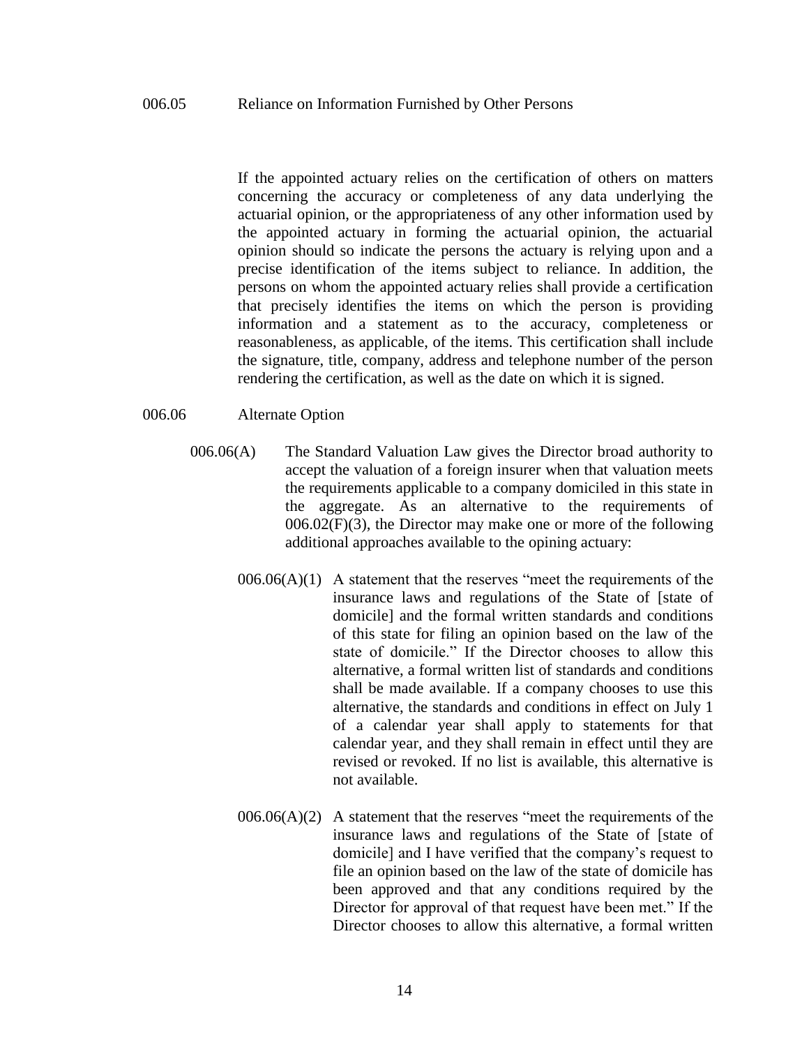006.05 Reliance on Information Furnished by Other Persons

If the appointed actuary relies on the certification of others on matters concerning the accuracy or completeness of any data underlying the actuarial opinion, or the appropriateness of any other information used by the appointed actuary in forming the actuarial opinion, the actuarial opinion should so indicate the persons the actuary is relying upon and a precise identification of the items subject to reliance. In addition, the persons on whom the appointed actuary relies shall provide a certification that precisely identifies the items on which the person is providing information and a statement as to the accuracy, completeness or reasonableness, as applicable, of the items. This certification shall include the signature, title, company, address and telephone number of the person rendering the certification, as well as the date on which it is signed.

006.06 Alternate Option

006.06(A) The Standard Valuation Law gives the Director broad authority to accept the valuation of a foreign insurer when that valuation meets the requirements applicable to a company domiciled in this state in the aggregate. As an alternative to the requirements of 006.02(F)(3), the Director may make one or more of the following additional approaches available to the opining actuary:

006.06(A)(1) A statement that the reserves "meet the requirements of the insurance laws and regulations of the State of [state of domicile] and the formal written standards and conditions of this state for filing an opinion based on the law of the state of domicile." If the Director chooses to allow this alternative, a formal written list of standards and conditions shall be made available. If a company chooses to use this alternative, the standards and conditions in effect on July 1 of a calendar year shall apply to statements for that calendar year, and they shall remain in effect until they are revised or revoked. If no list is available, this alternative is not available.

006.06(A)(2) A statement that the reserves "meet the requirements of the insurance laws and regulations of the State of [state of domicile] and I have verified that the company's request to file an opinion based on the law of the state of domicile has been approved and that any conditions required by the Director for approval of that request have been met." If the Director chooses to allow this alternative, a formal written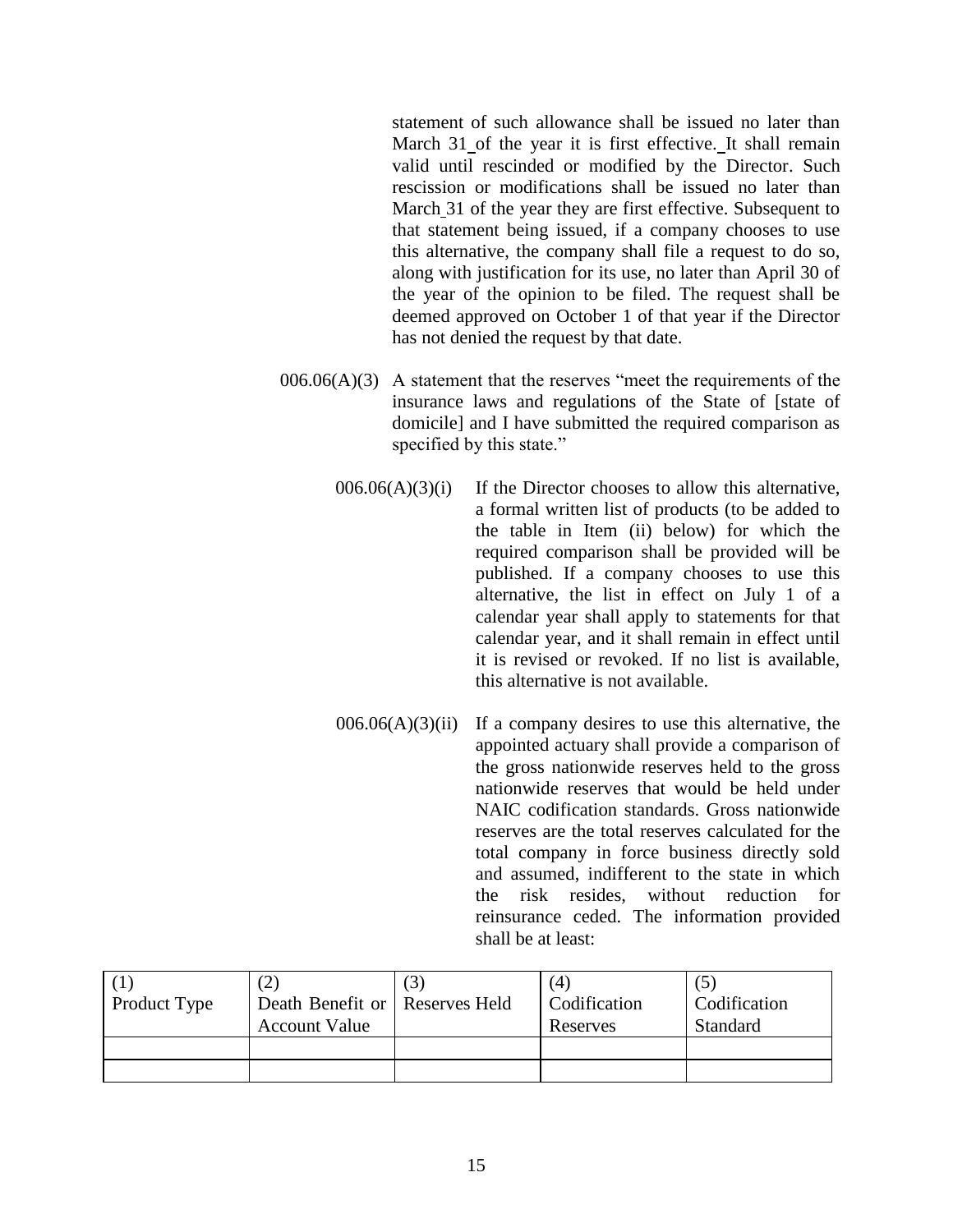statement of such allowance shall be issued no later than March 31 of the year it is first effective. It shall remain valid until rescinded or modified by the Director. Such rescission or modifications shall be issued no later than March 31 of the year they are first effective. Subsequent to that statement being issued, if a company chooses to use this alternative, the company shall file a request to do so, along with justification for its use, no later than April 30 of the year of the opinion to be filed. The request shall be deemed approved on October 1 of that year if the Director has not denied the request by that date.

006.06(A)(3) A statement that the reserves "meet the requirements of the insurance laws and regulations of the State of [state of domicile] and I have submitted the required comparison as specified by this state."

006.06(A)(3)(i) If the Director chooses to allow this alternative, a formal written list of products (to be added to the table in Item (ii) below) for which the required comparison shall be provided will be published. If a company chooses to use this alternative, the list in effect on July 1 of a calendar year shall apply to statements for that calendar year, and it shall remain in effect until it is revised or revoked. If no list is available, this alternative is not available.

006.06(A)(3)(ii) If a company desires to use this alternative, the appointed actuary shall provide a comparison of the gross nationwide reserves held to the gross nationwide reserves that would be held under NAIC codification standards. Gross nationwide reserves are the total reserves calculated for the total company in force business directly sold and assumed, indifferent to the state in which the risk resides, without reduction for reinsurance ceded. The information provided shall be at least:

| (1) Product Type | (2) Death Benefit or Account Value | (3) Reserves Held | (4) Codification Reserves | (5) Codification Standard |
|---|---|---|---|---|
| | | | | |
| | | | | |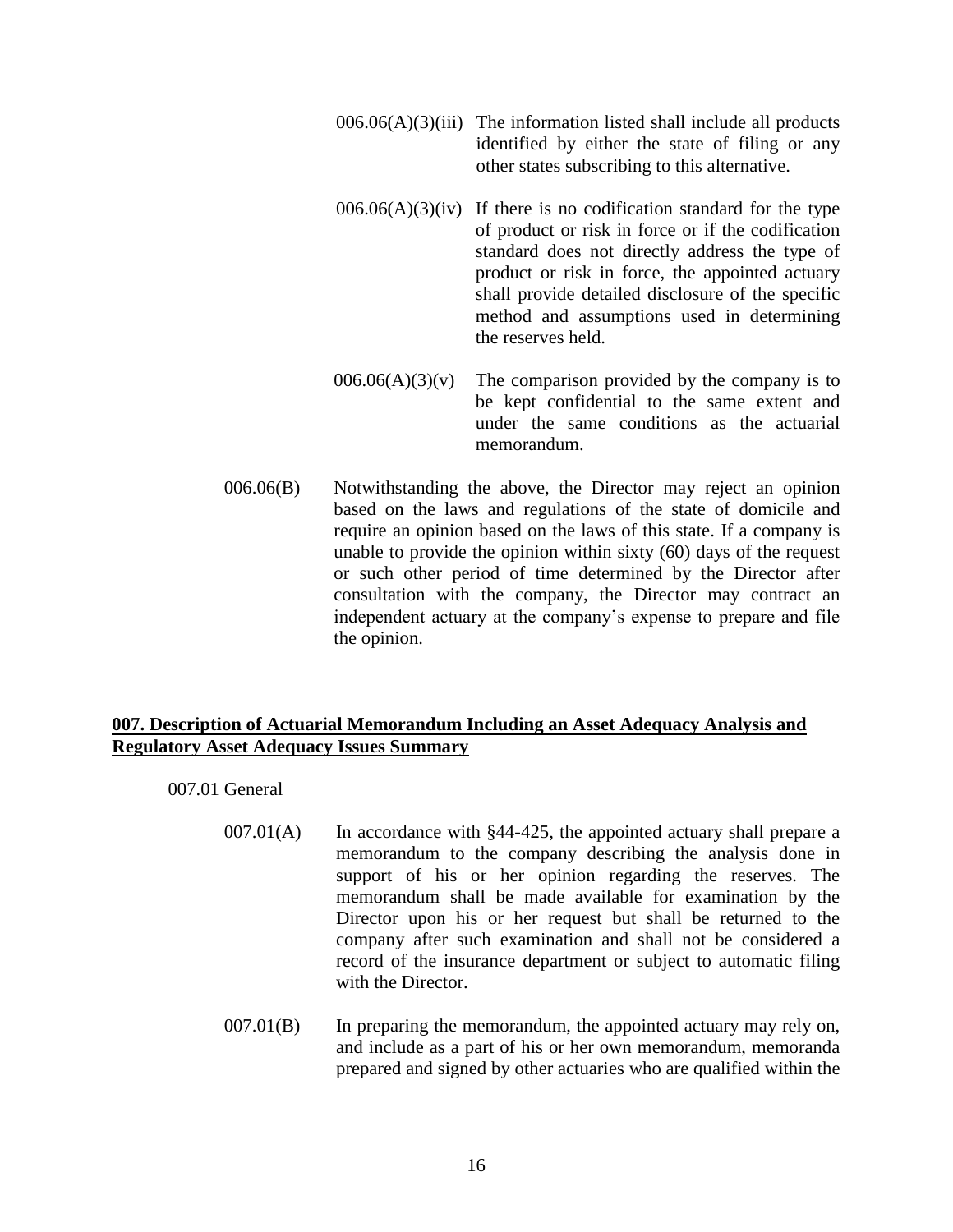006.06(A)(3)(iii) The information listed shall include all products identified by either the state of filing or any other states subscribing to this alternative.

006.06(A)(3)(iv) If there is no codification standard for the type of product or risk in force or if the codification standard does not directly address the type of product or risk in force, the appointed actuary shall provide detailed disclosure of the specific method and assumptions used in determining the reserves held.

006.06(A)(3)(v) The comparison provided by the company is to be kept confidential to the same extent and under the same conditions as the actuarial memorandum.

006.06(B) Notwithstanding the above, the Director may reject an opinion based on the laws and regulations of the state of domicile and require an opinion based on the laws of this state. If a company is unable to provide the opinion within sixty (60) days of the request or such other period of time determined by the Director after consultation with the company, the Director may contract an independent actuary at the company's expense to prepare and file the opinion.

## **007. Description of Actuarial Memorandum Including an Asset Adequacy Analysis and Regulatory Asset Adequacy Issues Summary**

007.01 General

007.01(A) In accordance with §44-425, the appointed actuary shall prepare a memorandum to the company describing the analysis done in support of his or her opinion regarding the reserves. The memorandum shall be made available for examination by the Director upon his or her request but shall be returned to the company after such examination and shall not be considered a record of the insurance department or subject to automatic filing with the Director.

007.01(B) In preparing the memorandum, the appointed actuary may rely on, and include as a part of his or her own memorandum, memoranda prepared and signed by other actuaries who are qualified within the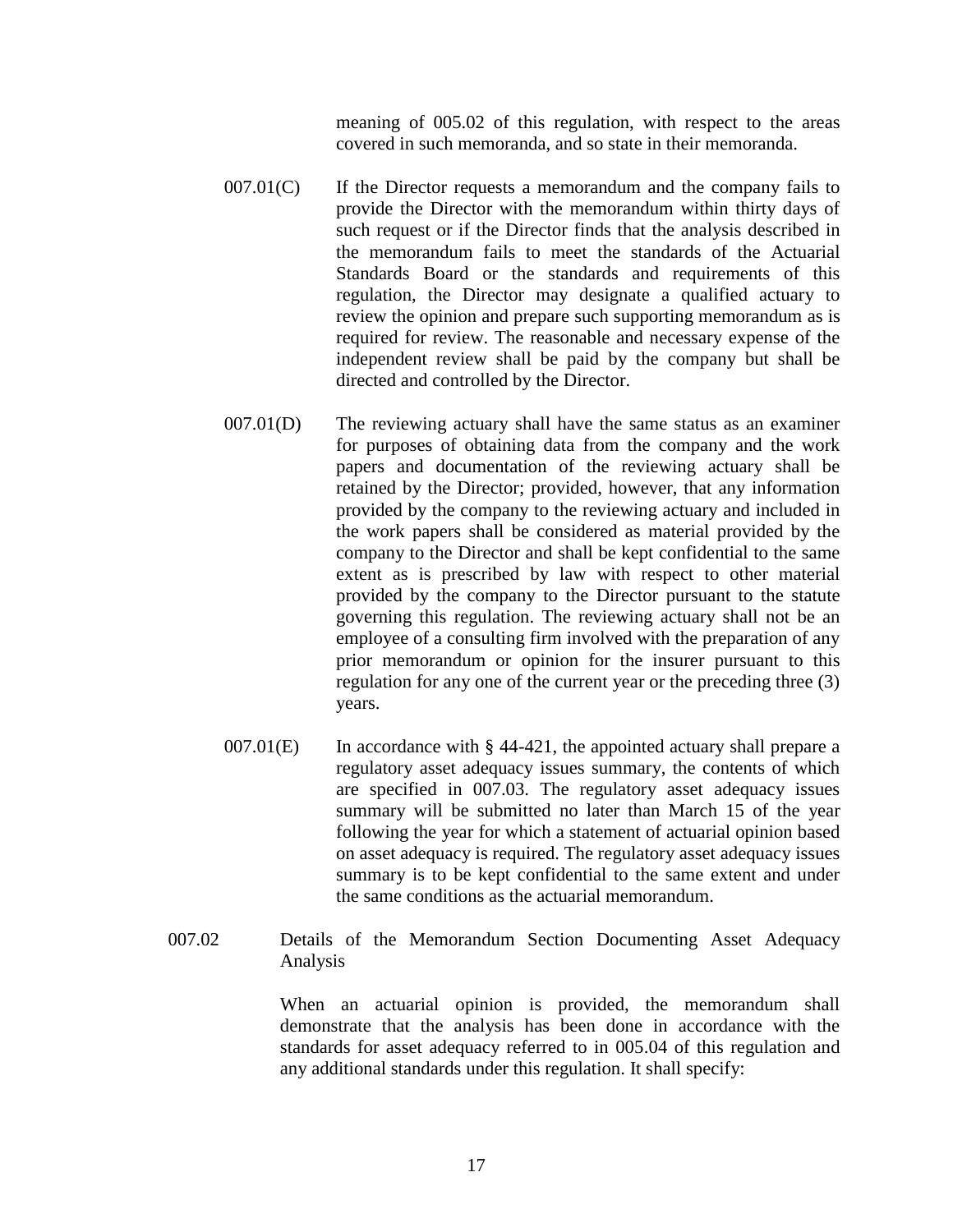meaning of 005.02 of this regulation, with respect to the areas covered in such memoranda, and so state in their memoranda.

007.01(C) If the Director requests a memorandum and the company fails to provide the Director with the memorandum within thirty days of such request or if the Director finds that the analysis described in the memorandum fails to meet the standards of the Actuarial Standards Board or the standards and requirements of this regulation, the Director may designate a qualified actuary to review the opinion and prepare such supporting memorandum as is required for review. The reasonable and necessary expense of the independent review shall be paid by the company but shall be directed and controlled by the Director.

007.01(D) The reviewing actuary shall have the same status as an examiner for purposes of obtaining data from the company and the work papers and documentation of the reviewing actuary shall be retained by the Director; provided, however, that any information provided by the company to the reviewing actuary and included in the work papers shall be considered as material provided by the company to the Director and shall be kept confidential to the same extent as is prescribed by law with respect to other material provided by the company to the Director pursuant to the statute governing this regulation. The reviewing actuary shall not be an employee of a consulting firm involved with the preparation of any prior memorandum or opinion for the insurer pursuant to this regulation for any one of the current year or the preceding three (3) years.

007.01(E) In accordance with § 44-421, the appointed actuary shall prepare a regulatory asset adequacy issues summary, the contents of which are specified in 007.03. The regulatory asset adequacy issues summary will be submitted no later than March 15 of the year following the year for which a statement of actuarial opinion based on asset adequacy is required. The regulatory asset adequacy issues summary is to be kept confidential to the same extent and under the same conditions as the actuarial memorandum.

007.02 Details of the Memorandum Section Documenting Asset Adequacy Analysis

When an actuarial opinion is provided, the memorandum shall demonstrate that the analysis has been done in accordance with the standards for asset adequacy referred to in 005.04 of this regulation and any additional standards under this regulation. It shall specify: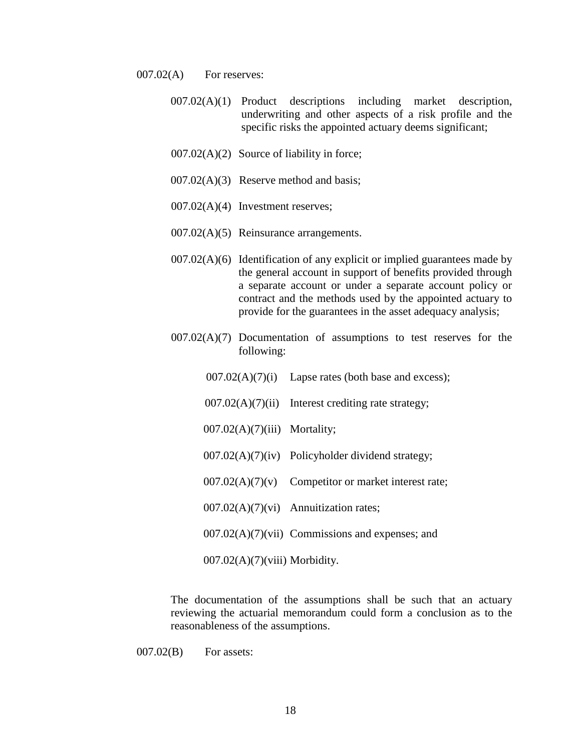007.02(A) For reserves:

007.02(A)(1) Product descriptions including market description, underwriting and other aspects of a risk profile and the specific risks the appointed actuary deems significant;

007.02(A)(2) Source of liability in force;

007.02(A)(3) Reserve method and basis;

007.02(A)(4) Investment reserves;

007.02(A)(5) Reinsurance arrangements.

007.02(A)(6) Identification of any explicit or implied guarantees made by the general account in support of benefits provided through a separate account or under a separate account policy or contract and the methods used by the appointed actuary to provide for the guarantees in the asset adequacy analysis;

007.02(A)(7) Documentation of assumptions to test reserves for the following:

007.02(A)(7)(i) Lapse rates (both base and excess);

007.02(A)(7)(ii) Interest crediting rate strategy;

007.02(A)(7)(iii) Mortality;

007.02(A)(7)(iv) Policyholder dividend strategy;

007.02(A)(7)(v) Competitor or market interest rate;

007.02(A)(7)(vi) Annuitization rates;

007.02(A)(7)(vii) Commissions and expenses; and

007.02(A)(7)(viii) Morbidity.

The documentation of the assumptions shall be such that an actuary reviewing the actuarial memorandum could form a conclusion as to the reasonableness of the assumptions.

007.02(B) For assets: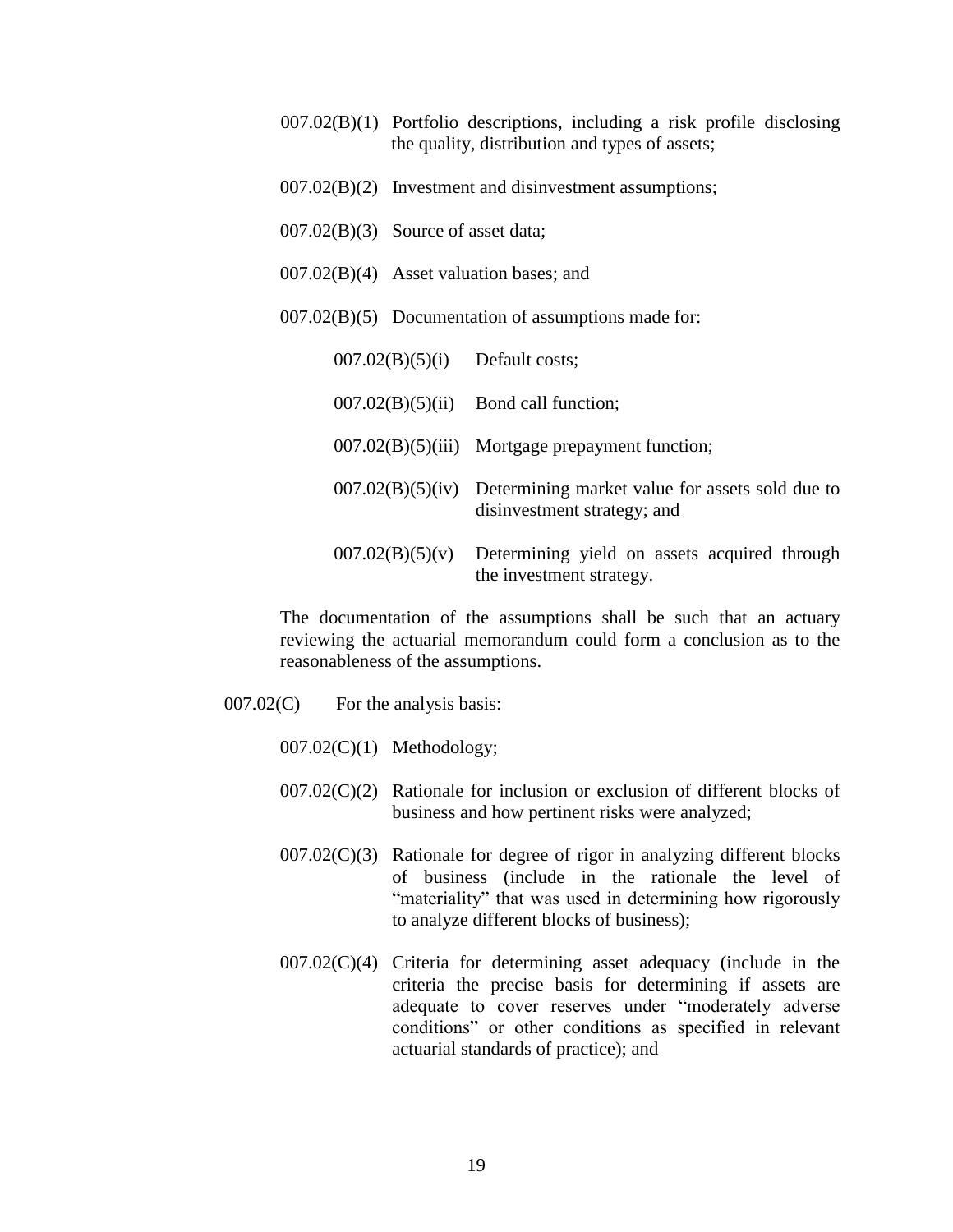007.02(B)(1) Portfolio descriptions, including a risk profile disclosing the quality, distribution and types of assets;

007.02(B)(2) Investment and disinvestment assumptions;

007.02(B)(3) Source of asset data;

007.02(B)(4) Asset valuation bases; and

007.02(B)(5) Documentation of assumptions made for:

007.02(B)(5)(i) Default costs;

007.02(B)(5)(ii) Bond call function;

007.02(B)(5)(iii) Mortgage prepayment function;

007.02(B)(5)(iv) Determining market value for assets sold due to disinvestment strategy; and

007.02(B)(5)(v) Determining yield on assets acquired through the investment strategy.

The documentation of the assumptions shall be such that an actuary reviewing the actuarial memorandum could form a conclusion as to the reasonableness of the assumptions.

007.02(C) For the analysis basis:

007.02(C)(1) Methodology;

007.02(C)(2) Rationale for inclusion or exclusion of different blocks of business and how pertinent risks were analyzed;

007.02(C)(3) Rationale for degree of rigor in analyzing different blocks of business (include in the rationale the level of "materiality" that was used in determining how rigorously to analyze different blocks of business);

007.02(C)(4) Criteria for determining asset adequacy (include in the criteria the precise basis for determining if assets are adequate to cover reserves under "moderately adverse conditions" or other conditions as specified in relevant actuarial standards of practice); and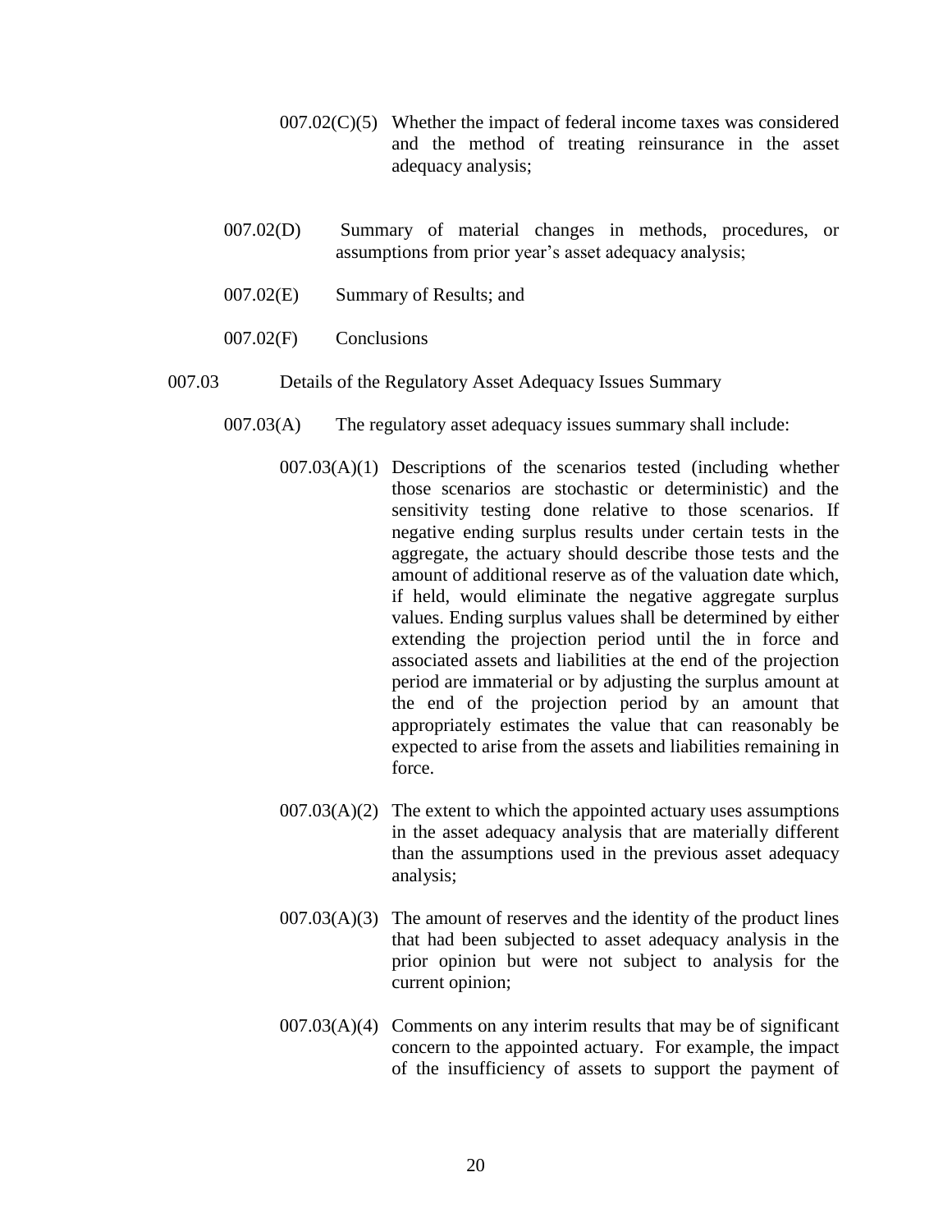007.02(C)(5) Whether the impact of federal income taxes was considered and the method of treating reinsurance in the asset adequacy analysis;

007.02(D) Summary of material changes in methods, procedures, or assumptions from prior year's asset adequacy analysis;

007.02(E) Summary of Results; and

007.02(F) Conclusions

007.03 Details of the Regulatory Asset Adequacy Issues Summary

007.03(A) The regulatory asset adequacy issues summary shall include:

007.03(A)(1) Descriptions of the scenarios tested (including whether those scenarios are stochastic or deterministic) and the sensitivity testing done relative to those scenarios. If negative ending surplus results under certain tests in the aggregate, the actuary should describe those tests and the amount of additional reserve as of the valuation date which, if held, would eliminate the negative aggregate surplus values. Ending surplus values shall be determined by either extending the projection period until the in force and associated assets and liabilities at the end of the projection period are immaterial or by adjusting the surplus amount at the end of the projection period by an amount that appropriately estimates the value that can reasonably be expected to arise from the assets and liabilities remaining in force.

007.03(A)(2) The extent to which the appointed actuary uses assumptions in the asset adequacy analysis that are materially different than the assumptions used in the previous asset adequacy analysis;

007.03(A)(3) The amount of reserves and the identity of the product lines that had been subjected to asset adequacy analysis in the prior opinion but were not subject to analysis for the current opinion;

007.03(A)(4) Comments on any interim results that may be of significant concern to the appointed actuary. For example, the impact of the insufficiency of assets to support the payment of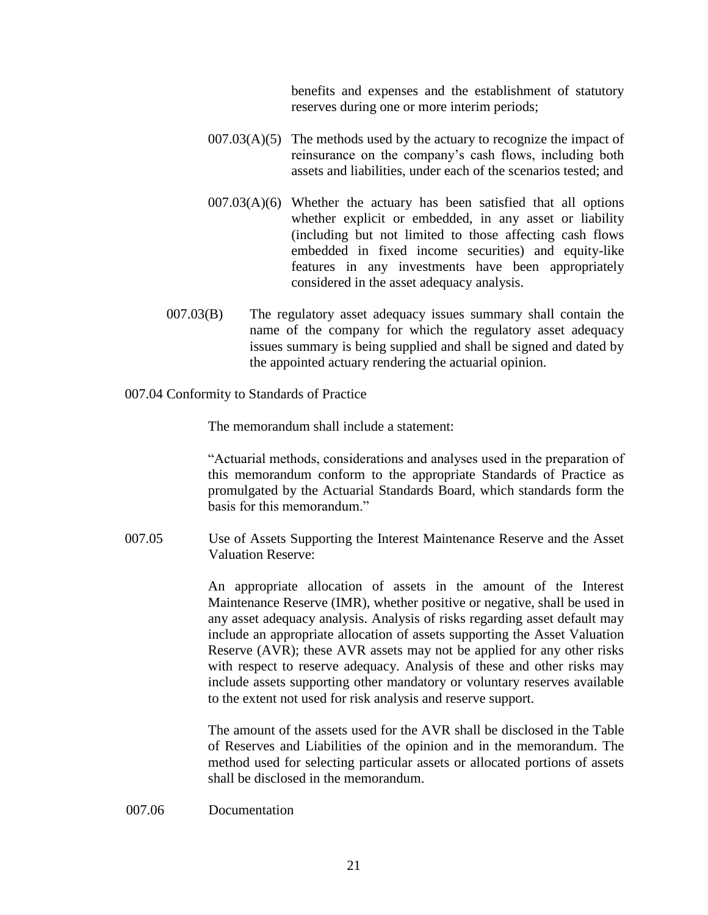benefits and expenses and the establishment of statutory reserves during one or more interim periods;

007.03(A)(5) The methods used by the actuary to recognize the impact of reinsurance on the company's cash flows, including both assets and liabilities, under each of the scenarios tested; and

007.03(A)(6) Whether the actuary has been satisfied that all options whether explicit or embedded, in any asset or liability (including but not limited to those affecting cash flows embedded in fixed income securities) and equity-like features in any investments have been appropriately considered in the asset adequacy analysis.

007.03(B) The regulatory asset adequacy issues summary shall contain the name of the company for which the regulatory asset adequacy issues summary is being supplied and shall be signed and dated by the appointed actuary rendering the actuarial opinion.

007.04 Conformity to Standards of Practice

The memorandum shall include a statement:

"Actuarial methods, considerations and analyses used in the preparation of this memorandum conform to the appropriate Standards of Practice as promulgated by the Actuarial Standards Board, which standards form the basis for this memorandum."

007.05 Use of Assets Supporting the Interest Maintenance Reserve and the Asset Valuation Reserve:

An appropriate allocation of assets in the amount of the Interest Maintenance Reserve (IMR), whether positive or negative, shall be used in any asset adequacy analysis. Analysis of risks regarding asset default may include an appropriate allocation of assets supporting the Asset Valuation Reserve (AVR); these AVR assets may not be applied for any other risks with respect to reserve adequacy. Analysis of these and other risks may include assets supporting other mandatory or voluntary reserves available to the extent not used for risk analysis and reserve support.

The amount of the assets used for the AVR shall be disclosed in the Table of Reserves and Liabilities of the opinion and in the memorandum. The method used for selecting particular assets or allocated portions of assets shall be disclosed in the memorandum.

007.06 Documentation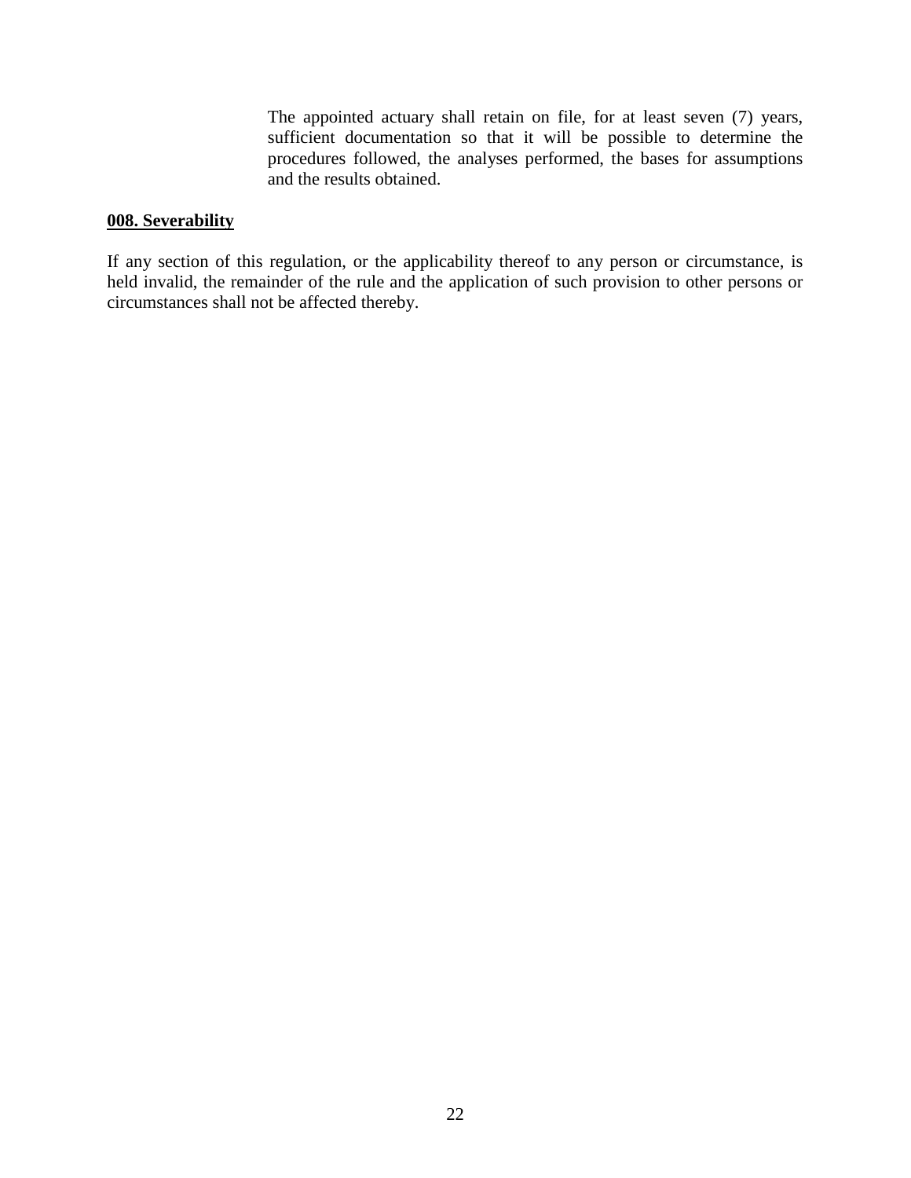The appointed actuary shall retain on file, for at least seven (7) years, sufficient documentation so that it will be possible to determine the procedures followed, the analyses performed, the bases for assumptions and the results obtained.

**008. Severability**

If any section of this regulation, or the applicability thereof to any person or circumstance, is held invalid, the remainder of the rule and the application of such provision to other persons or circumstances shall not be affected thereby.